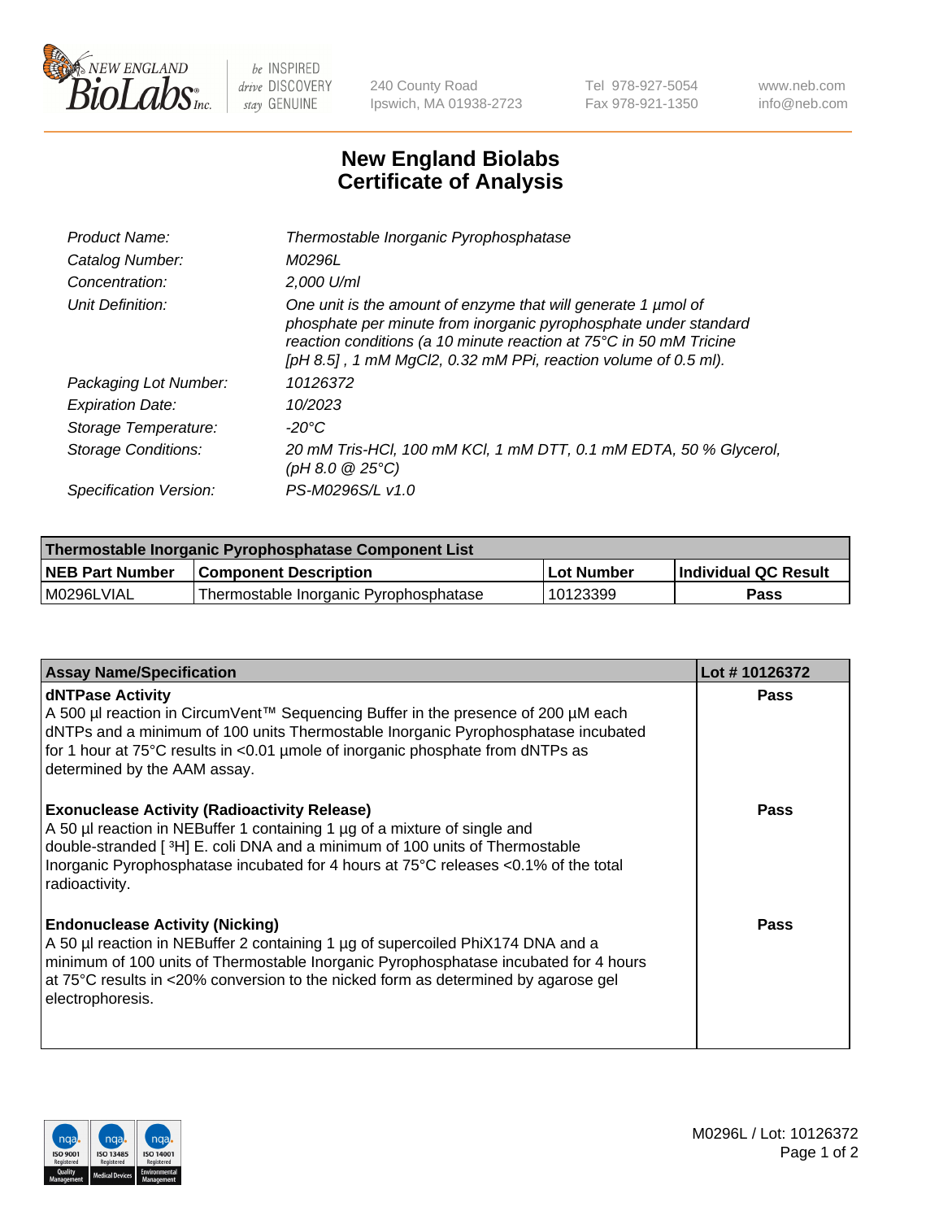# New England Biolabs Certificate of Analysis

| | |
|---|---|
| *Product Name:* | *Thermostable Inorganic Pyrophosphatase* |
| *Catalog Number:* | *M0296L* |
| *Concentration:* | *2,000 U/ml* |
| *Unit Definition:* | *One unit is the amount of enzyme that will generate 1 µmol of phosphate per minute from inorganic pyrophosphate under standard reaction conditions (a 10 minute reaction at 75°C in 50 mM Tricine [pH 8.5] , 1 mM MgCl2, 0.32 mM PPi, reaction volume of 0.5 ml).* |
| *Packaging Lot Number:* | *10126372* |
| *Expiration Date:* | *10/2023* |
| *Storage Temperature:* | *-20°C* |
| *Storage Conditions:* | *20 mM Tris-HCl, 100 mM KCl, 1 mM DTT, 0.1 mM EDTA, 50 % Glycerol, (pH 8.0 @ 25°C)* |
| *Specification Version:* | *PS-M0296S/L v1.0* |

| Thermostable Inorganic Pyrophosphatase Component List | | | |
|---|---|---|---|
| **NEB Part Number** | **Component Description** | **Lot Number** | **Individual QC Result** |
| M0296LVIAL | Thermostable Inorganic Pyrophosphatase | 10123399 | **Pass** |

| Assay Name/Specification | Lot # 10126372 |
|---|---|
| **dNTPase Activity**<br>A 500 µl reaction in CircumVent™ Sequencing Buffer in the presence of 200 µM each dNTPs and a minimum of 100 units Thermostable Inorganic Pyrophosphatase incubated for 1 hour at 75°C results in <0.01 µmole of inorganic phosphate from dNTPs as determined by the AAM assay. | **Pass** |
| **Exonuclease Activity (Radioactivity Release)**<br>A 50 µl reaction in NEBuffer 1 containing 1 µg of a mixture of single and double-stranded [ $^{3}$H] E. coli DNA and a minimum of 100 units of Thermostable Inorganic Pyrophosphatase incubated for 4 hours at 75°C releases <0.1% of the total radioactivity. | **Pass** |
| **Endonuclease Activity (Nicking)**<br>A 50 µl reaction in NEBuffer 2 containing 1 µg of supercoiled PhiX174 DNA and a minimum of 100 units of Thermostable Inorganic Pyrophosphatase incubated for 4 hours at 75°C results in <20% conversion to the nicked form as determined by agarose gel electrophoresis. | **Pass** |

M0296L / Lot: 10126372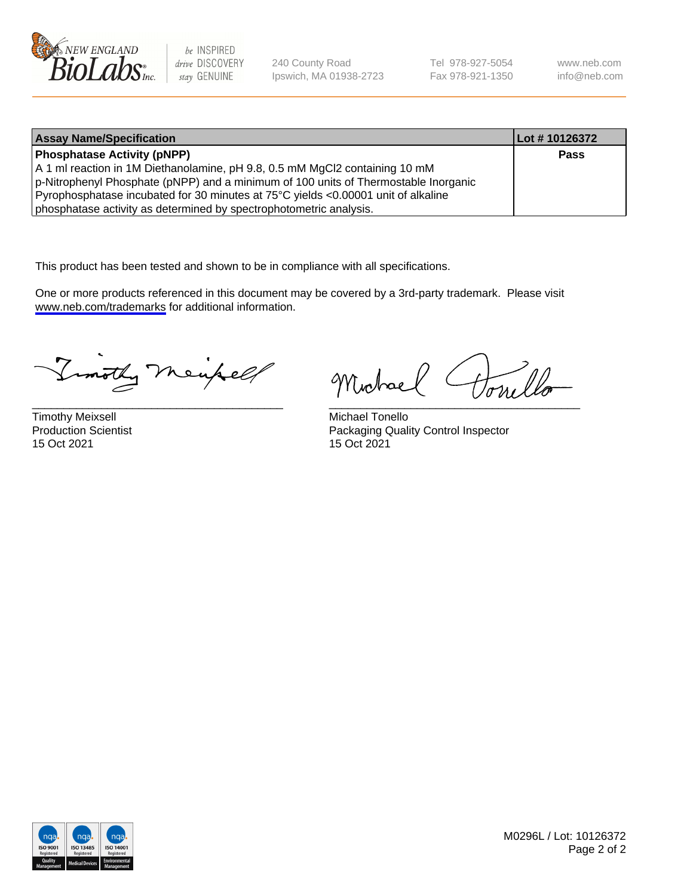| Assay Name/Specification | Lot # 10126372 |
|---|---|
| **Phosphatase Activity (pNPP)**<br>A 1 ml reaction in 1M Diethanolamine, pH 9.8, 0.5 mM $MgCl_2$ containing 10 mM p-Nitrophenyl Phosphate (pNPP) and a minimum of 100 units of Thermostable Inorganic Pyrophosphatase incubated for 30 minutes at 75°C yields <0.00001 unit of alkaline phosphatase activity as determined by spectrophotometric analysis. | Pass |

This product has been tested and shown to be in compliance with all specifications.

One or more products referenced in this document may be covered by a 3rd-party trademark. Please visit www.neb.com/trademarks for additional information.

Timothy Meixsell
Production Scientist
15 Oct 2021

Michael Tonello
Packaging Quality Control Inspector
15 Oct 2021

M0296L / Lot: 10126372